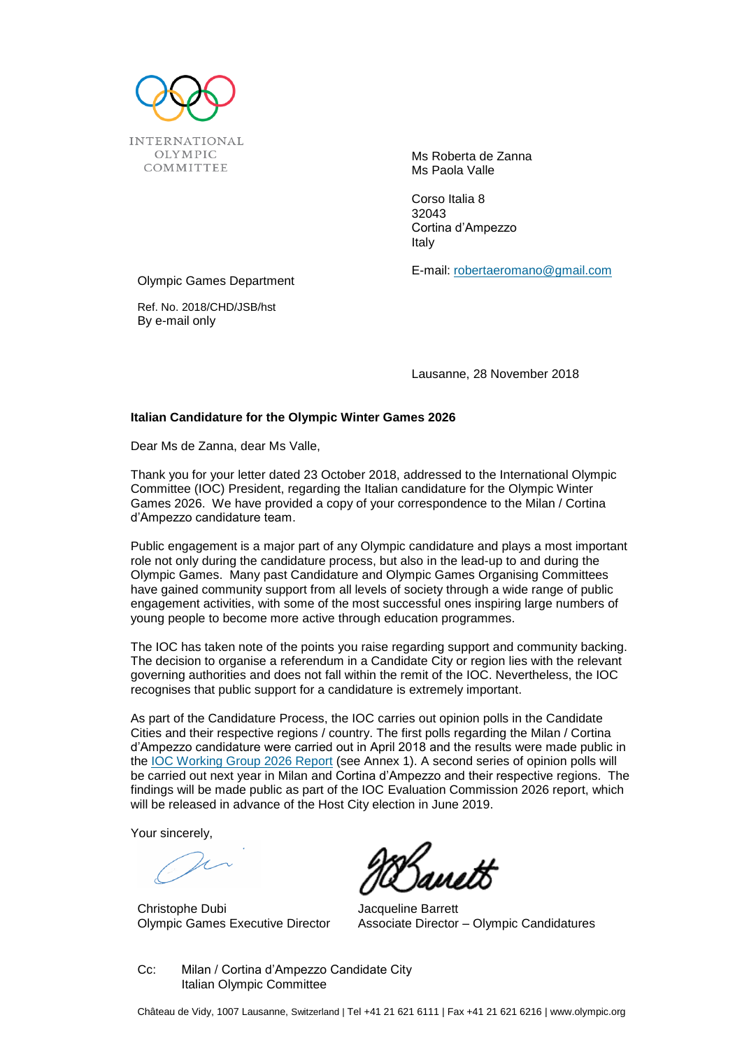INTERNATIONAL OLYMPIC COMMITTEE

Ms Roberta de Zanna
Ms Paola Valle

Corso Italia 8
32043
Cortina d'Ampezzo
Italy

E-mail: robertaeromano@gmail.com

Olympic Games Department

Ref. No. 2018/CHD/JSB/hst
By e-mail only

Lausanne, 28 November 2018

**Italian Candidature for the Olympic Winter Games 2026**

Dear Ms de Zanna, dear Ms Valle,

Thank you for your letter dated 23 October 2018, addressed to the International Olympic Committee (IOC) President, regarding the Italian candidature for the Olympic Winter Games 2026. We have provided a copy of your correspondence to the Milan / Cortina d'Ampezzo candidature team.

Public engagement is a major part of any Olympic candidature and plays a most important role not only during the candidature process, but also in the lead-up to and during the Olympic Games. Many past Candidature and Olympic Games Organising Committees have gained community support from all levels of society through a wide range of public engagement activities, with some of the most successful ones inspiring large numbers of young people to become more active through education programmes.

The IOC has taken note of the points you raise regarding support and community backing. The decision to organise a referendum in a Candidate City or region lies with the relevant governing authorities and does not fall within the remit of the IOC. Nevertheless, the IOC recognises that public support for a candidature is extremely important.

As part of the Candidature Process, the IOC carries out opinion polls in the Candidate Cities and their respective regions / country. The first polls regarding the Milan / Cortina d'Ampezzo candidature were carried out in April 2018 and the results were made public in the IOC Working Group 2026 Report (see Annex 1). A second series of opinion polls will be carried out next year in Milan and Cortina d'Ampezzo and their respective regions. The findings will be made public as part of the IOC Evaluation Commission 2026 report, which will be released in advance of the Host City election in June 2019.

Your sincerely,

Christophe Dubi
Olympic Games Executive Director

Jacqueline Barrett
Associate Director – Olympic Candidatures

Cc: Milan / Cortina d'Ampezzo Candidate City
Italian Olympic Committee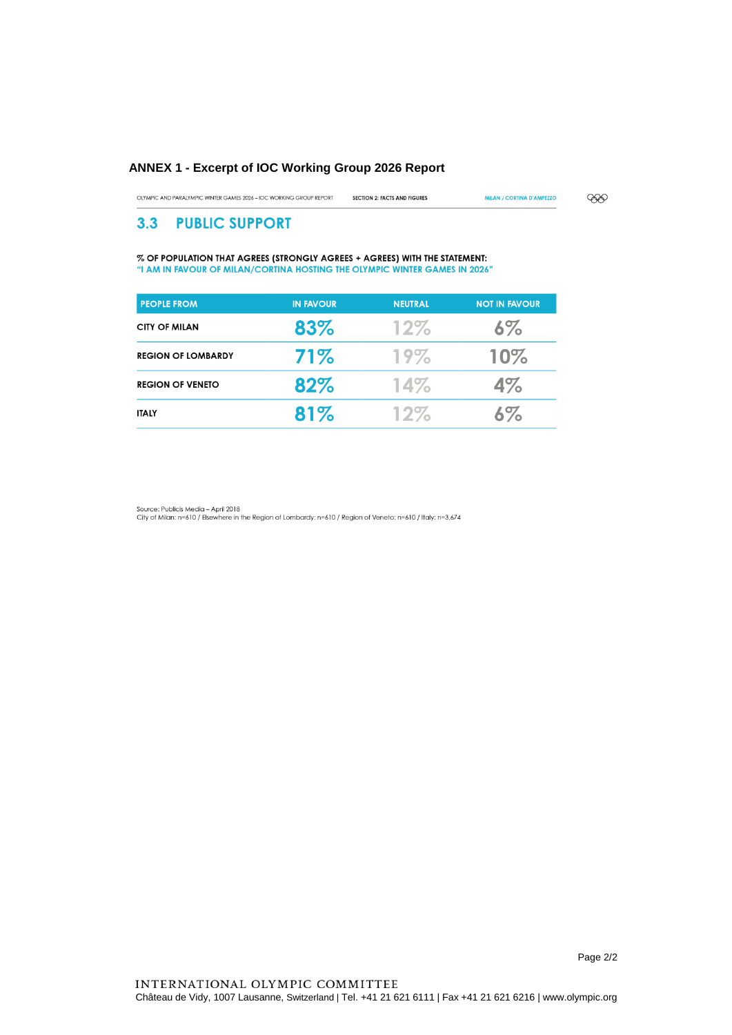## ANNEX 1 - Excerpt of IOC Working Group 2026 Report

OLYMPIC AND PARALYMPIC WINTER GAMES 2026 – IOC WORKING GROUP REPORT SECTION 2: FACTS AND FIGURES MILAN / CORTINA D'AMPEZZO

### 3.3 PUBLIC SUPPORT

**% OF POPULATION THAT AGREES (STRONGLY AGREES + AGREES) WITH THE STATEMENT:**
**"I AM IN FAVOUR OF MILAN/CORTINA HOSTING THE OLYMPIC WINTER GAMES IN 2026"**

| PEOPLE FROM | IN FAVOUR | NEUTRAL | NOT IN FAVOUR |
|---|---|---|---|
| CITY OF MILAN | 83% | 12% | 6% |
| REGION OF LOMBARDY | 71% | 19% | 10% |
| REGION OF VENETO | 82% | 14% | 4% |
| ITALY | 81% | 12% | 6% |

Source: Publicis Media – April 2018
City of Milan: n=610 / Elsewhere in the Region of Lombardy: n=610 / Region of Veneto: n=610 / Italy: n=3,674

INTERNATIONAL OLYMPIC COMMITTEE
Château de Vidy, 1007 Lausanne, Switzerland | Tel. +41 21 621 6111 | Fax +41 21 621 6216 | www.olympic.org